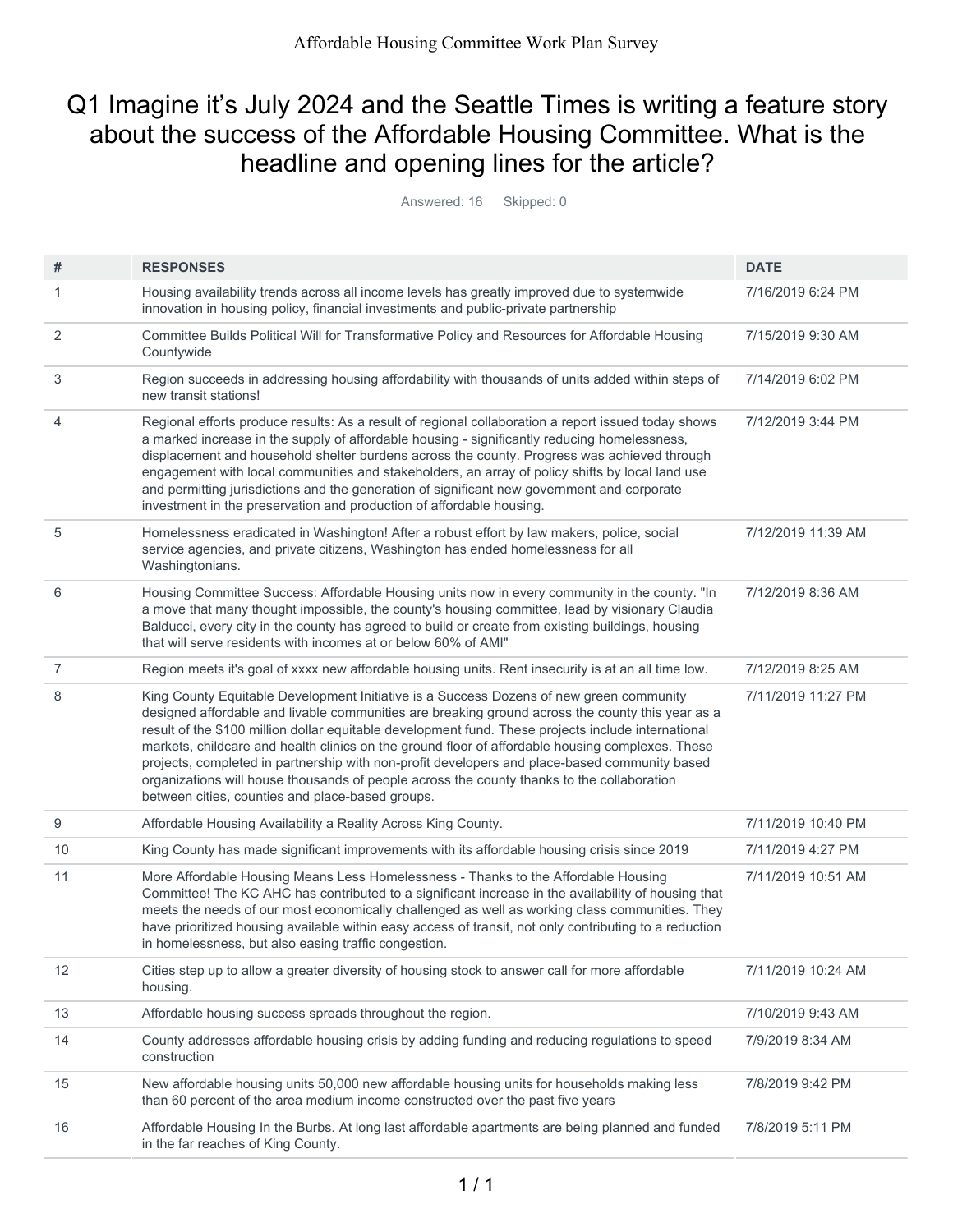# Q1 Imagine it's July 2024 and the Seattle Times is writing a feature story about the success of the Affordable Housing Committee. What is the headline and opening lines for the article?

Answered: 16 Skipped: 0

| # | RESPONSES | DATE |
|---|---|---|
| 1 | Housing availability trends across all income levels has greatly improved due to systemwide innovation in housing policy, financial investments and public-private partnership | 7/16/2019 6:24 PM |
| 2 | Committee Builds Political Will for Transformative Policy and Resources for Affordable Housing Countywide | 7/15/2019 9:30 AM |
| 3 | Region succeeds in addressing housing affordability with thousands of units added within steps of new transit stations! | 7/14/2019 6:02 PM |
| 4 | Regional efforts produce results: As a result of regional collaboration a report issued today shows a marked increase in the supply of affordable housing - significantly reducing homelessness, displacement and household shelter burdens across the county. Progress was achieved through engagement with local communities and stakeholders, an array of policy shifts by local land use and permitting jurisdictions and the generation of significant new government and corporate investment in the preservation and production of affordable housing. | 7/12/2019 3:44 PM |
| 5 | Homelessness eradicated in Washington! After a robust effort by law makers, police, social service agencies, and private citizens, Washington has ended homelessness for all Washingtonians. | 7/12/2019 11:39 AM |
| 6 | Housing Committee Success: Affordable Housing units now in every community in the county. "In a move that many thought impossible, the county's housing committee, lead by visionary Claudia Balducci, every city in the county has agreed to build or create from existing buildings, housing that will serve residents with incomes at or below 60% of AMI" | 7/12/2019 8:36 AM |
| 7 | Region meets it's goal of xxxx new affordable housing units. Rent insecurity is at an all time low. | 7/12/2019 8:25 AM |
| 8 | King County Equitable Development Initiative is a Success Dozens of new green community designed affordable and livable communities are breaking ground across the county this year as a result of the $100 million dollar equitable development fund. These projects include international markets, childcare and health clinics on the ground floor of affordable housing complexes. These projects, completed in partnership with non-profit developers and place-based community based organizations will house thousands of people across the county thanks to the collaboration between cities, counties and place-based groups. | 7/11/2019 11:27 PM |
| 9 | Affordable Housing Availability a Reality Across King County. | 7/11/2019 10:40 PM |
| 10 | King County has made significant improvements with its affordable housing crisis since 2019 | 7/11/2019 4:27 PM |
| 11 | More Affordable Housing Means Less Homelessness - Thanks to the Affordable Housing Committee! The KC AHC has contributed to a significant increase in the availability of housing that meets the needs of our most economically challenged as well as working class communities. They have prioritized housing available within easy access of transit, not only contributing to a reduction in homelessness, but also easing traffic congestion. | 7/11/2019 10:51 AM |
| 12 | Cities step up to allow a greater diversity of housing stock to answer call for more affordable housing. | 7/11/2019 10:24 AM |
| 13 | Affordable housing success spreads throughout the region. | 7/10/2019 9:43 AM |
| 14 | County addresses affordable housing crisis by adding funding and reducing regulations to speed construction | 7/9/2019 8:34 AM |
| 15 | New affordable housing units 50,000 new affordable housing units for households making less than 60 percent of the area medium income constructed over the past five years | 7/8/2019 9:42 PM |
| 16 | Affordable Housing In the Burbs. At long last affordable apartments are being planned and funded in the far reaches of King County. | 7/8/2019 5:11 PM |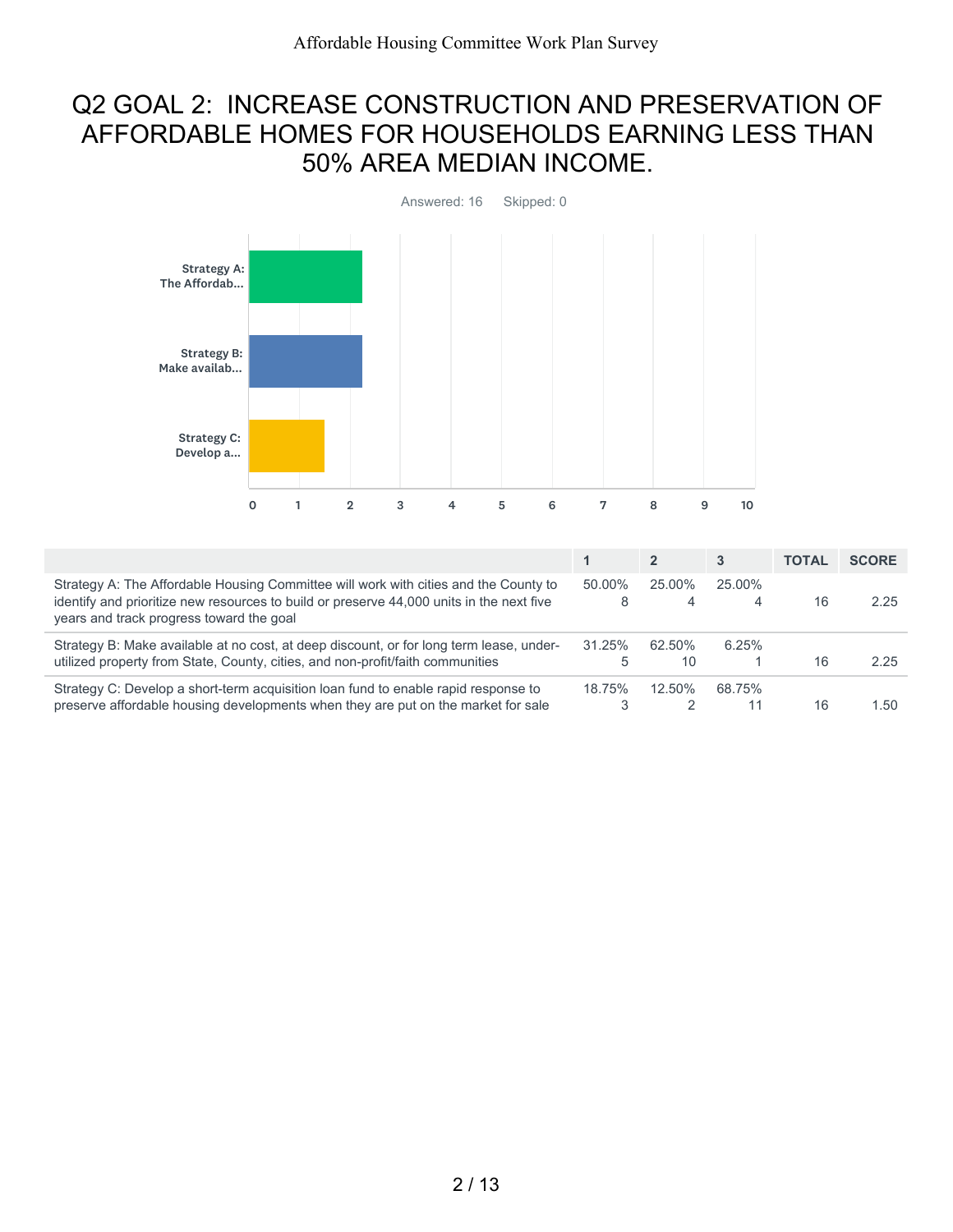# Q2 GOAL 2: INCREASE CONSTRUCTION AND PRESERVATION OF AFFORDABLE HOMES FOR HOUSEHOLDS EARNING LESS THAN 50% AREA MEDIAN INCOME.

Answered: 16 Skipped: 0

Strategy A: The Affordab...

Strategy B: Make availab...

Strategy C: Develop a...

0 1 2 3 4 5 6 7 8 9 10

| | 1 | 2 | 3 | TOTAL | SCORE |
|---|---|---|---|---|---|
| Strategy A: The Affordable Housing Committee will work with cities and the County to identify and prioritize new resources to build or preserve 44,000 units in the next five years and track progress toward the goal | 50.00% 8 | 25.00% 4 | 25.00% 4 | 16 | 2.25 |
| Strategy B: Make available at no cost, at deep discount, or for long term lease, under-utilized property from State, County, cities, and non-profit/faith communities | 31.25% 5 | 62.50% 10 | 6.25% 1 | 16 | 2.25 |
| Strategy C: Develop a short-term acquisition loan fund to enable rapid response to preserve affordable housing developments when they are put on the market for sale | 18.75% 3 | 12.50% 2 | 68.75% 11 | 16 | 1.50 |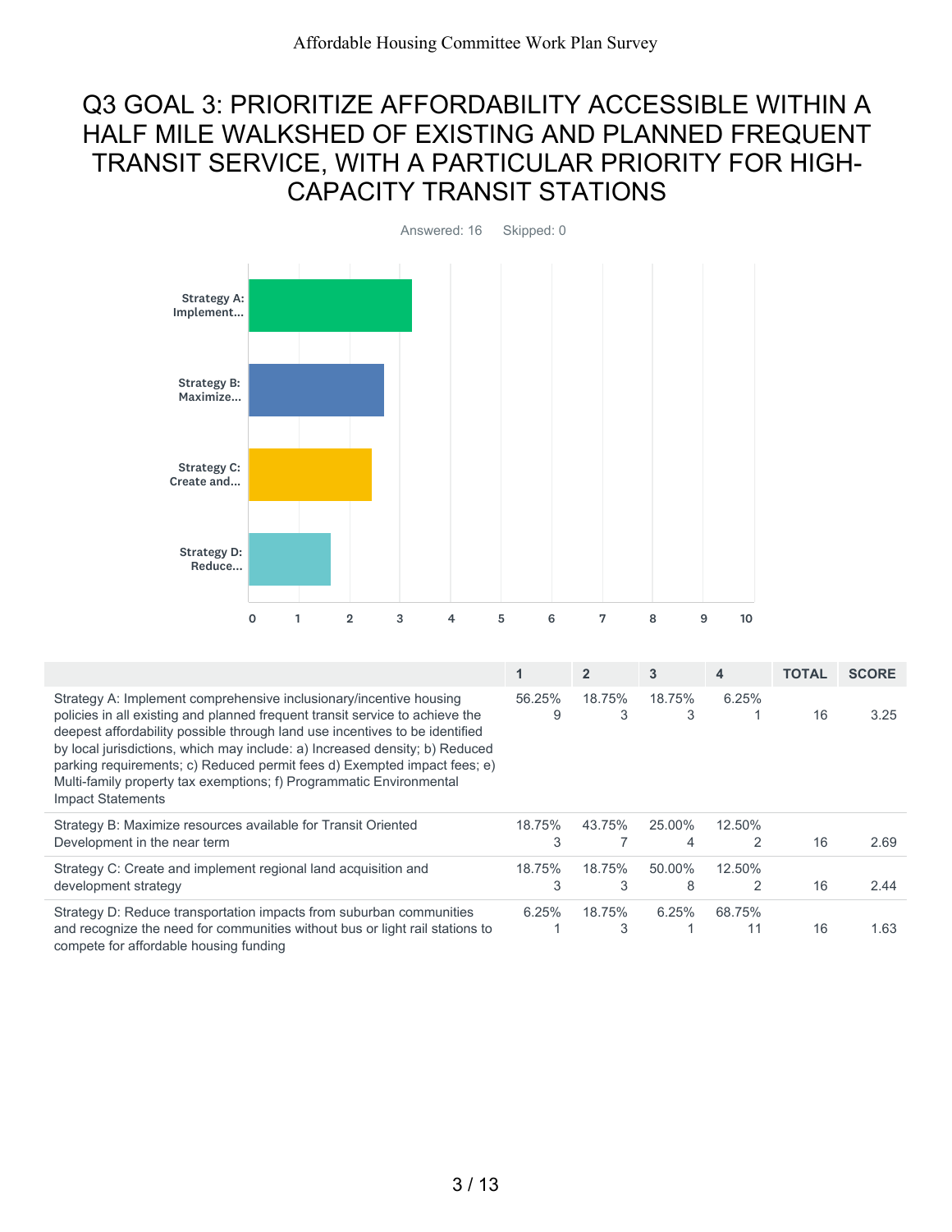# Q3 GOAL 3: PRIORITIZE AFFORDABILITY ACCESSIBLE WITHIN A HALF MILE WALKSHED OF EXISTING AND PLANNED FREQUENT TRANSIT SERVICE, WITH A PARTICULAR PRIORITY FOR HIGH-CAPACITY TRANSIT STATIONS

Answered: 16 Skipped: 0

Strategy A: Implement...

Strategy B: Maximize...

Strategy C: Create and...

Strategy D: Reduce...

0 1 2 3 4 5 6 7 8 9 10

| | 1 | 2 | 3 | 4 | TOTAL | SCORE |
|---|---|---|---|---|---|---|
| Strategy A: Implement comprehensive inclusionary/incentive housing policies in all existing and planned frequent transit service to achieve the deepest affordability possible through land use incentives to be identified by local jurisdictions, which may include: a) Increased density; b) Reduced parking requirements; c) Reduced permit fees d) Exempted impact fees; e) Multi-family property tax exemptions; f) Programmatic Environmental Impact Statements | 56.25% 9 | 18.75% 3 | 18.75% 3 | 6.25% 1 | 16 | 3.25 |
| Strategy B: Maximize resources available for Transit Oriented Development in the near term | 18.75% 3 | 43.75% 7 | 25.00% 4 | 12.50% 2 | 16 | 2.69 |
| Strategy C: Create and implement regional land acquisition and development strategy | 18.75% 3 | 18.75% 3 | 50.00% 8 | 12.50% 2 | 16 | 2.44 |
| Strategy D: Reduce transportation impacts from suburban communities and recognize the need for communities without bus or light rail stations to compete for affordable housing funding | 6.25% 1 | 18.75% 3 | 6.25% 1 | 68.75% 11 | 16 | 1.63 |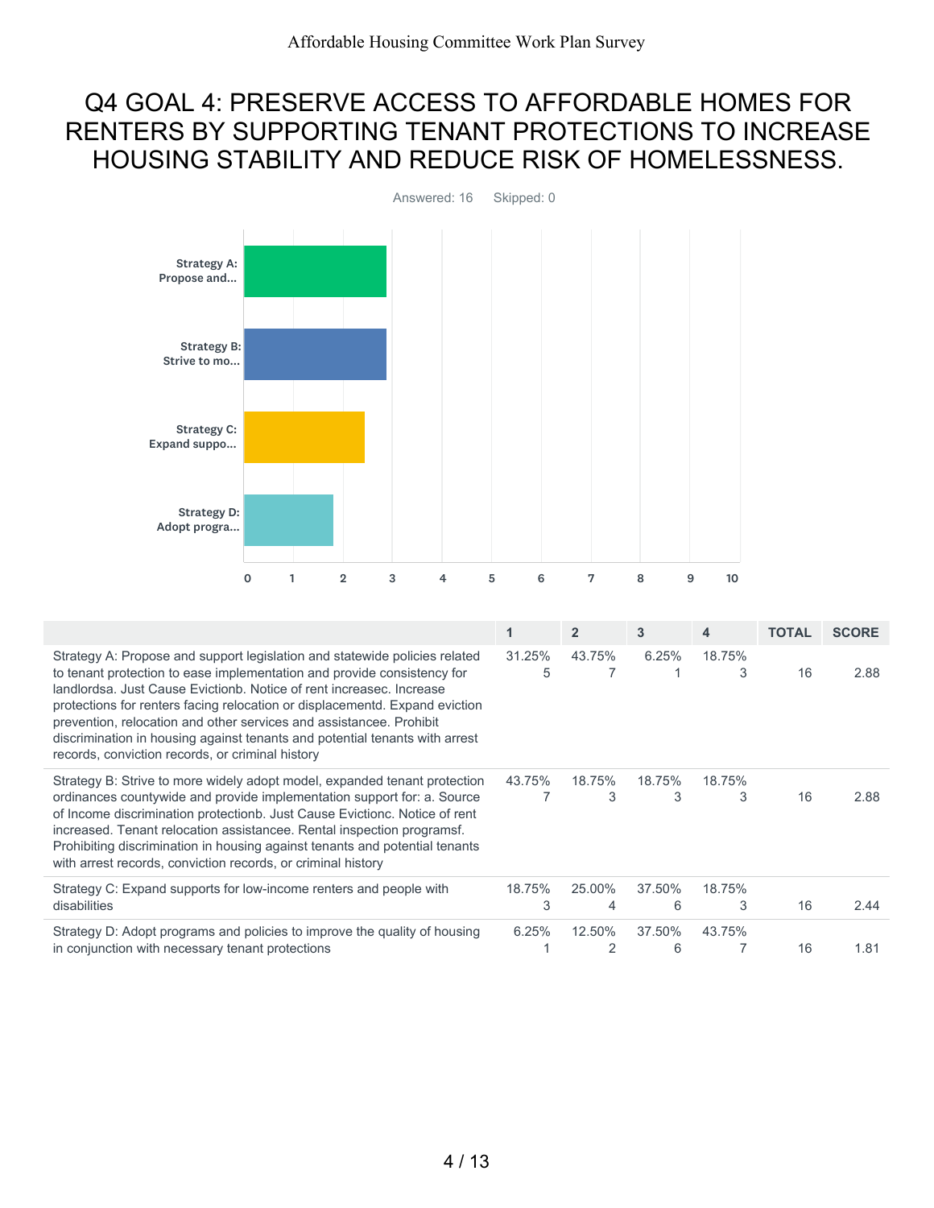# Q4 GOAL 4: PRESERVE ACCESS TO AFFORDABLE HOMES FOR RENTERS BY SUPPORTING TENANT PROTECTIONS TO INCREASE HOUSING STABILITY AND REDUCE RISK OF HOMELESSNESS.

Answered: 16 Skipped: 0

Strategy A: Propose and...
Strategy B: Strive to mo...
Strategy C: Expand suppo...
Strategy D: Adopt progra...

0 1 2 3 4 5 6 7 8 9 10

| | 1 | 2 | 3 | 4 | TOTAL | SCORE |
|---|---|---|---|---|---|---|
| Strategy A: Propose and support legislation and statewide policies related to tenant protection to ease implementation and provide consistency for landlordsa. Just Cause Evictionb. Notice of rent increasec. Increase protections for renters facing relocation or displacementd. Expand eviction prevention, relocation and other services and assistancee. Prohibit discrimination in housing against tenants and potential tenants with arrest records, conviction records, or criminal history | 31.25% 5 | 43.75% 7 | 6.25% 1 | 18.75% 3 | 16 | 2.88 |
| Strategy B: Strive to more widely adopt model, expanded tenant protection ordinances countywide and provide implementation support for: a. Source of Income discrimination protectionb. Just Cause Evictionc. Notice of rent increased. Tenant relocation assistancee. Rental inspection programsf. Prohibiting discrimination in housing against tenants and potential tenants with arrest records, conviction records, or criminal history | 43.75% 7 | 18.75% 3 | 18.75% 3 | 18.75% 3 | 16 | 2.88 |
| Strategy C: Expand supports for low-income renters and people with disabilities | 18.75% 3 | 25.00% 4 | 37.50% 6 | 18.75% 3 | 16 | 2.44 |
| Strategy D: Adopt programs and policies to improve the quality of housing in conjunction with necessary tenant protections | 6.25% 1 | 12.50% 2 | 37.50% 6 | 43.75% 7 | 16 | 1.81 |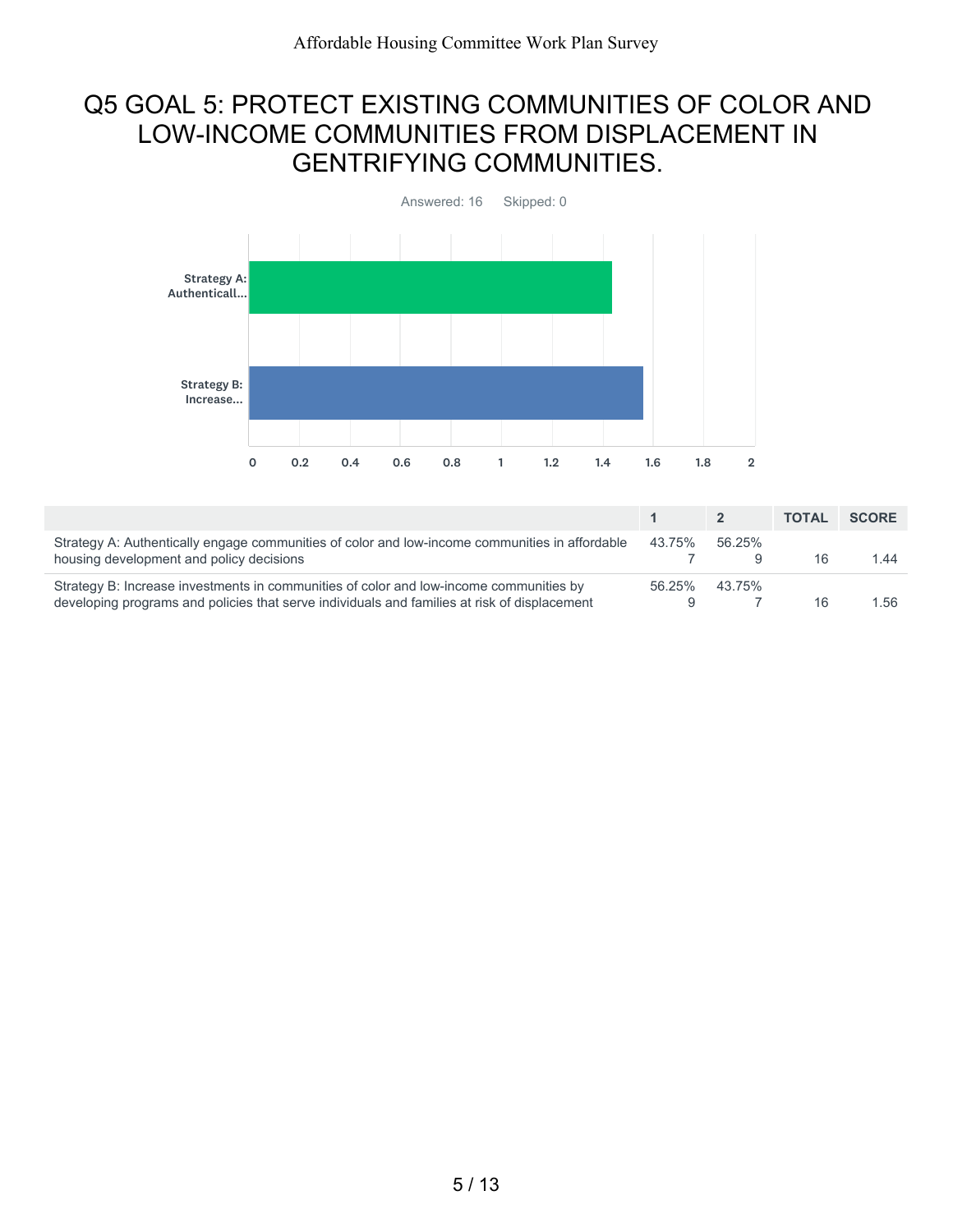# Q5 GOAL 5: PROTECT EXISTING COMMUNITIES OF COLOR AND LOW-INCOME COMMUNITIES FROM DISPLACEMENT IN GENTRIFYING COMMUNITIES.

Answered: 16 Skipped: 0

Strategy A: Authenticall...

Strategy B: Increase...

0 0.2 0.4 0.6 0.8 1 1.2 1.4 1.6 1.8 2

| | 1 | 2 | TOTAL | SCORE |
|---|---|---|---|---|
| Strategy A: Authentically engage communities of color and low-income communities in affordable housing development and policy decisions | 43.75% 7 | 56.25% 9 | 16 | 1.44 |
| Strategy B: Increase investments in communities of color and low-income communities by developing programs and policies that serve individuals and families at risk of displacement | 56.25% 9 | 43.75% 7 | 16 | 1.56 |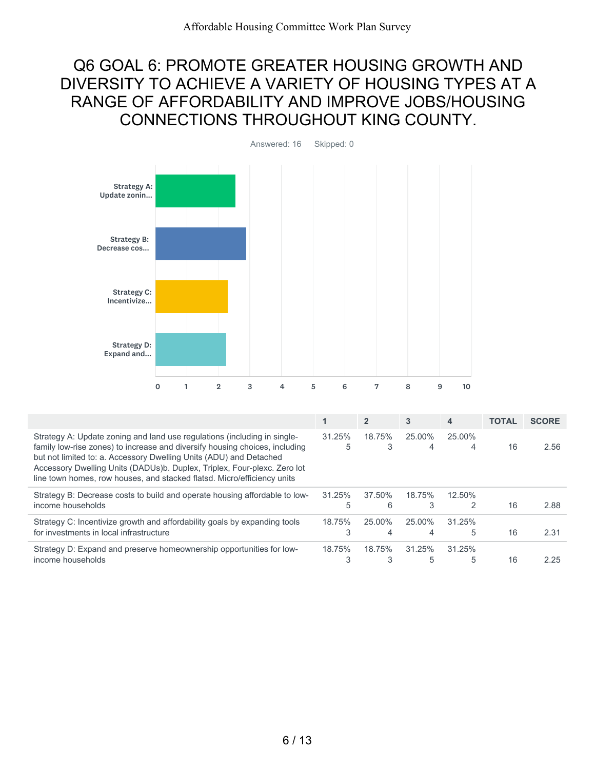# Q6 GOAL 6: PROMOTE GREATER HOUSING GROWTH AND DIVERSITY TO ACHIEVE A VARIETY OF HOUSING TYPES AT A RANGE OF AFFORDABILITY AND IMPROVE JOBS/HOUSING CONNECTIONS THROUGHOUT KING COUNTY.

Answered: 16 Skipped: 0

Strategy A: Update zonin...

Strategy B: Decrease cos...

Strategy C: Incentivize...

Strategy D: Expand and...

0 1 2 3 4 5 6 7 8 9 10

| | 1 | 2 | 3 | 4 | TOTAL | SCORE |
|---|---|---|---|---|---|---|
| Strategy A: Update zoning and land use regulations (including in single-family low-rise zones) to increase and diversify housing choices, including but not limited to: a. Accessory Dwelling Units (ADU) and Detached Accessory Dwelling Units (DADUs)b. Duplex, Triplex, Four-plexc. Zero lot line town homes, row houses, and stacked flatsd. Micro/efficiency units | 31.25% 5 | 18.75% 3 | 25.00% 4 | 25.00% 4 | 16 | 2.56 |
| Strategy B: Decrease costs to build and operate housing affordable to low-income households | 31.25% 5 | 37.50% 6 | 18.75% 3 | 12.50% 2 | 16 | 2.88 |
| Strategy C: Incentivize growth and affordability goals by expanding tools for investments in local infrastructure | 18.75% 3 | 25.00% 4 | 25.00% 4 | 31.25% 5 | 16 | 2.31 |
| Strategy D: Expand and preserve homeownership opportunities for low-income households | 18.75% 3 | 18.75% 3 | 31.25% 5 | 31.25% 5 | 16 | 2.25 |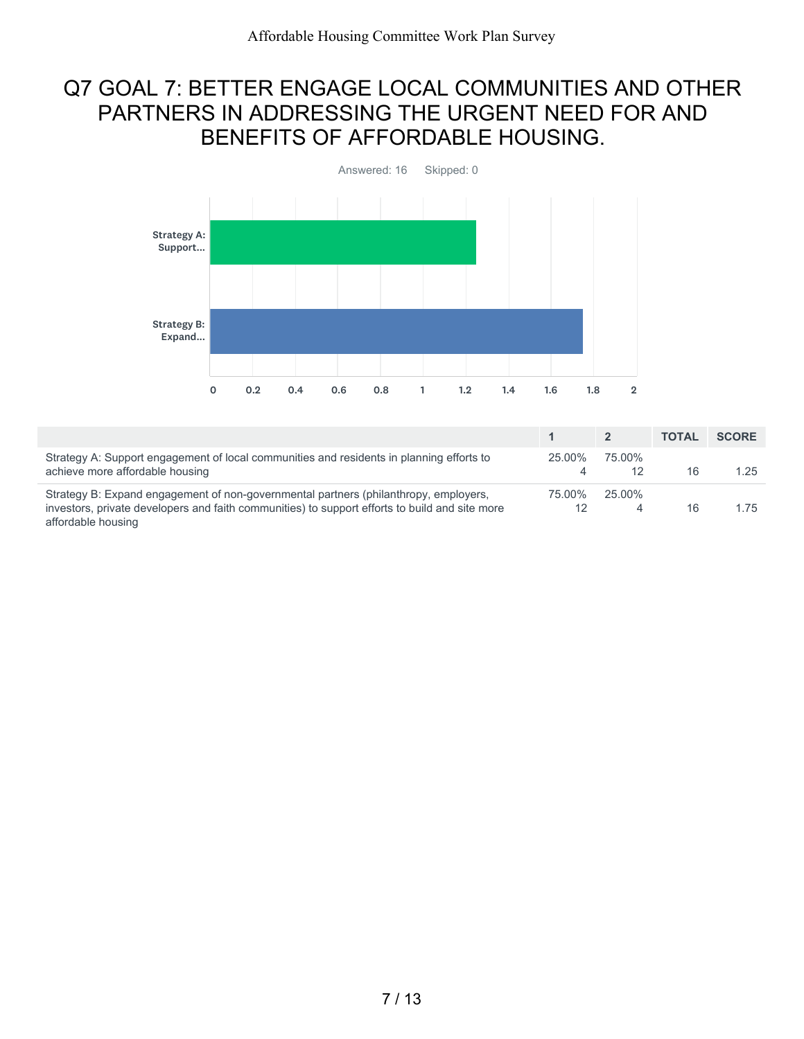# Q7 GOAL 7: BETTER ENGAGE LOCAL COMMUNITIES AND OTHER PARTNERS IN ADDRESSING THE URGENT NEED FOR AND BENEFITS OF AFFORDABLE HOUSING.

Answered: 16 Skipped: 0

Strategy A: Support...

Strategy B: Expand...

0 0.2 0.4 0.6 0.8 1 1.2 1.4 1.6 1.8 2

| | 1 | 2 | TOTAL | SCORE |
|---|---|---|---|---|
| Strategy A: Support engagement of local communities and residents in planning efforts to achieve more affordable housing | 25.00% 4 | 75.00% 12 | 16 | 1.25 |
| Strategy B: Expand engagement of non-governmental partners (philanthropy, employers, investors, private developers and faith communities) to support efforts to build and site more affordable housing | 75.00% 12 | 25.00% 4 | 16 | 1.75 |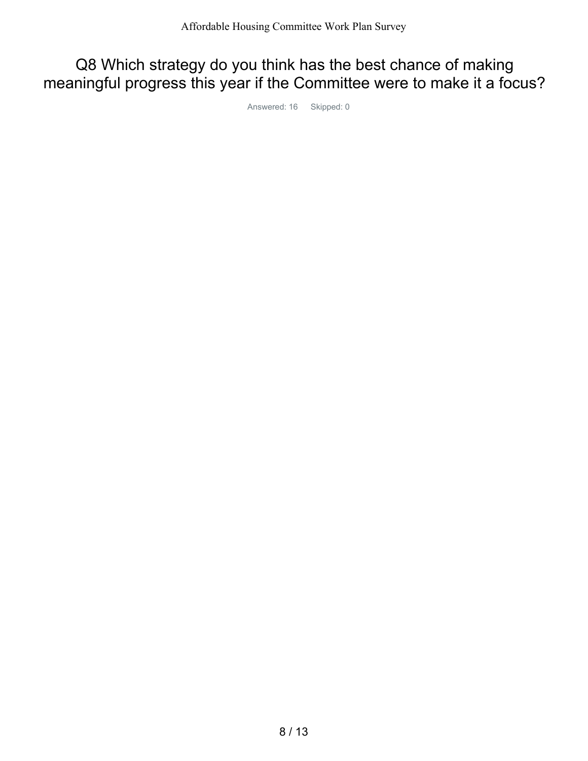# Q8 Which strategy do you think has the best chance of making meaningful progress this year if the Committee were to make it a focus?

Answered: 16 Skipped: 0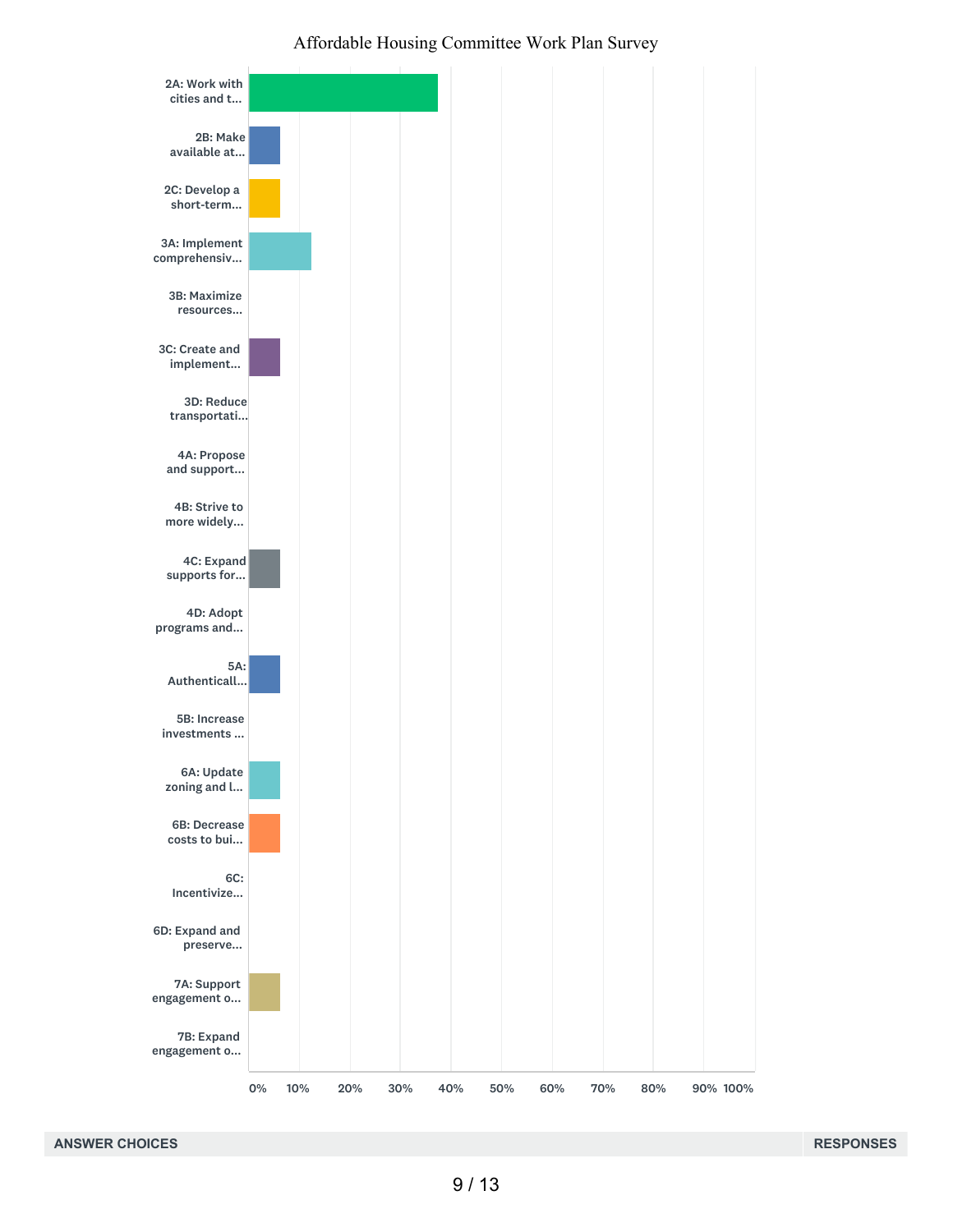Affordable Housing Committee Work Plan Survey

2A: Work with cities and t...

2B: Make available at...

2C: Develop a short-term...

3A: Implement comprehensiv...

3B: Maximize resources...

3C: Create and implement...

3D: Reduce transportati...

4A: Propose and support...

4B: Strive to more widely...

4C: Expand supports for...

4D: Adopt programs and...

5A: Authenticall...

5B: Increase investments ...

6A: Update zoning and l...

6B: Decrease costs to bui...

6C: Incentivize...

6D: Expand and preserve...

7A: Support engagement o...

7B: Expand engagement o...

0% 10% 20% 30% 40% 50% 60% 70% 80% 90% 100%

| ANSWER CHOICES | RESPONSES |
|---|---|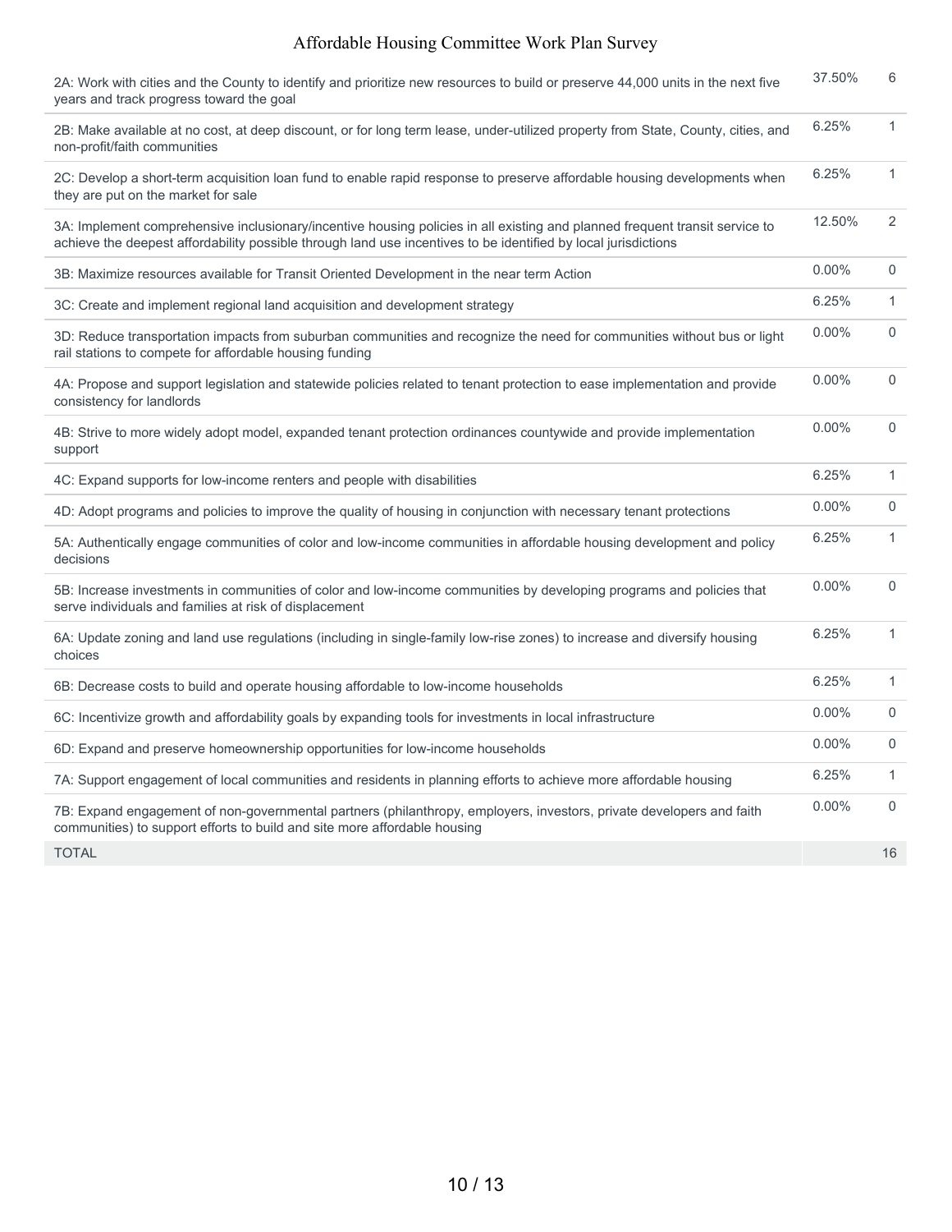| | | |
|---|---|---|
| 2A: Work with cities and the County to identify and prioritize new resources to build or preserve 44,000 units in the next five years and track progress toward the goal | 37.50% | 6 |
| 2B: Make available at no cost, at deep discount, or for long term lease, under-utilized property from State, County, cities, and non-profit/faith communities | 6.25% | 1 |
| 2C: Develop a short-term acquisition loan fund to enable rapid response to preserve affordable housing developments when they are put on the market for sale | 6.25% | 1 |
| 3A: Implement comprehensive inclusionary/incentive housing policies in all existing and planned frequent transit service to achieve the deepest affordability possible through land use incentives to be identified by local jurisdictions | 12.50% | 2 |
| 3B: Maximize resources available for Transit Oriented Development in the near term Action | 0.00% | 0 |
| 3C: Create and implement regional land acquisition and development strategy | 6.25% | 1 |
| 3D: Reduce transportation impacts from suburban communities and recognize the need for communities without bus or light rail stations to compete for affordable housing funding | 0.00% | 0 |
| 4A: Propose and support legislation and statewide policies related to tenant protection to ease implementation and provide consistency for landlords | 0.00% | 0 |
| 4B: Strive to more widely adopt model, expanded tenant protection ordinances countywide and provide implementation support | 0.00% | 0 |
| 4C: Expand supports for low-income renters and people with disabilities | 6.25% | 1 |
| 4D: Adopt programs and policies to improve the quality of housing in conjunction with necessary tenant protections | 0.00% | 0 |
| 5A: Authentically engage communities of color and low-income communities in affordable housing development and policy decisions | 6.25% | 1 |
| 5B: Increase investments in communities of color and low-income communities by developing programs and policies that serve individuals and families at risk of displacement | 0.00% | 0 |
| 6A: Update zoning and land use regulations (including in single-family low-rise zones) to increase and diversify housing choices | 6.25% | 1 |
| 6B: Decrease costs to build and operate housing affordable to low-income households | 6.25% | 1 |
| 6C: Incentivize growth and affordability goals by expanding tools for investments in local infrastructure | 0.00% | 0 |
| 6D: Expand and preserve homeownership opportunities for low-income households | 0.00% | 0 |
| 7A: Support engagement of local communities and residents in planning efforts to achieve more affordable housing | 6.25% | 1 |
| 7B: Expand engagement of non-governmental partners (philanthropy, employers, investors, private developers and faith communities) to support efforts to build and site more affordable housing | 0.00% | 0 |
| TOTAL | | 16 |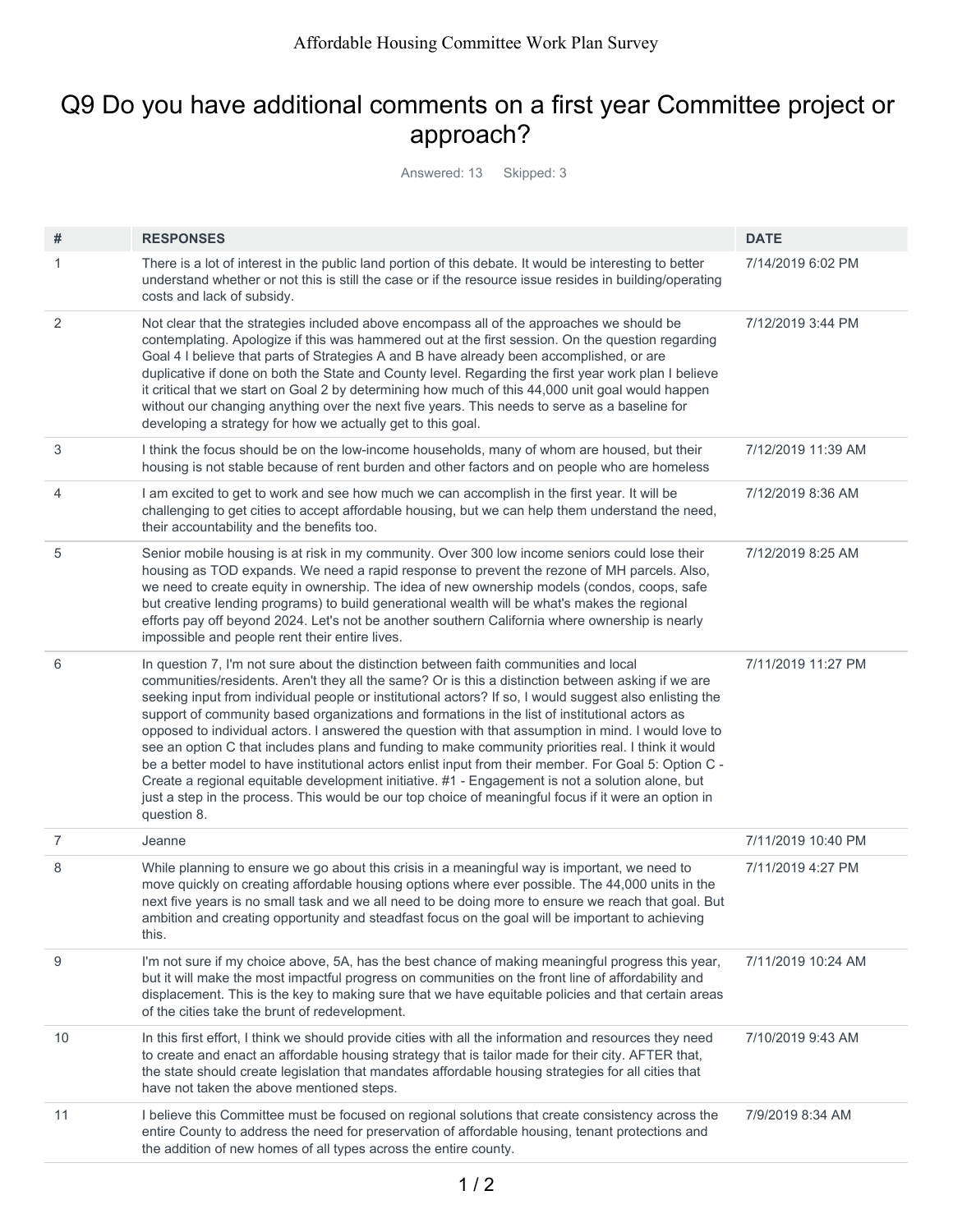# Q9 Do you have additional comments on a first year Committee project or approach?

Answered: 13 Skipped: 3

| # | RESPONSES | DATE |
|---|---|---|
| 1 | There is a lot of interest in the public land portion of this debate. It would be interesting to better understand whether or not this is still the case or if the resource issue resides in building/operating costs and lack of subsidy. | 7/14/2019 6:02 PM |
| 2 | Not clear that the strategies included above encompass all of the approaches we should be contemplating. Apologize if this was hammered out at the first session. On the question regarding Goal 4 I believe that parts of Strategies A and B have already been accomplished, or are duplicative if done on both the State and County level. Regarding the first year work plan I believe it critical that we start on Goal 2 by determining how much of this 44,000 unit goal would happen without our changing anything over the next five years. This needs to serve as a baseline for developing a strategy for how we actually get to this goal. | 7/12/2019 3:44 PM |
| 3 | I think the focus should be on the low-income households, many of whom are housed, but their housing is not stable because of rent burden and other factors and on people who are homeless | 7/12/2019 11:39 AM |
| 4 | I am excited to get to work and see how much we can accomplish in the first year. It will be challenging to get cities to accept affordable housing, but we can help them understand the need, their accountability and the benefits too. | 7/12/2019 8:36 AM |
| 5 | Senior mobile housing is at risk in my community. Over 300 low income seniors could lose their housing as TOD expands. We need a rapid response to prevent the rezone of MH parcels. Also, we need to create equity in ownership. The idea of new ownership models (condos, coops, safe but creative lending programs) to build generational wealth will be what's makes the regional efforts pay off beyond 2024. Let's not be another southern California where ownership is nearly impossible and people rent their entire lives. | 7/12/2019 8:25 AM |
| 6 | In question 7, I'm not sure about the distinction between faith communities and local communities/residents. Aren't they all the same? Or is this a distinction between asking if we are seeking input from individual people or institutional actors? If so, I would suggest also enlisting the support of community based organizations and formations in the list of institutional actors as opposed to individual actors. I answered the question with that assumption in mind. I would love to see an option C that includes plans and funding to make community priorities real. I think it would be a better model to have institutional actors enlist input from their member. For Goal 5: Option C - Create a regional equitable development initiative. #1 - Engagement is not a solution alone, but just a step in the process. This would be our top choice of meaningful focus if it were an option in question 8. | 7/11/2019 11:27 PM |
| 7 | Jeanne | 7/11/2019 10:40 PM |
| 8 | While planning to ensure we go about this crisis in a meaningful way is important, we need to move quickly on creating affordable housing options where ever possible. The 44,000 units in the next five years is no small task and we all need to be doing more to ensure we reach that goal. But ambition and creating opportunity and steadfast focus on the goal will be important to achieving this. | 7/11/2019 4:27 PM |
| 9 | I'm not sure if my choice above, 5A, has the best chance of making meaningful progress this year, but it will make the most impactful progress on communities on the front line of affordability and displacement. This is the key to making sure that we have equitable policies and that certain areas of the cities take the brunt of redevelopment. | 7/11/2019 10:24 AM |
| 10 | In this first effort, I think we should provide cities with all the information and resources they need to create and enact an affordable housing strategy that is tailor made for their city. AFTER that, the state should create legislation that mandates affordable housing strategies for all cities that have not taken the above mentioned steps. | 7/10/2019 9:43 AM |
| 11 | I believe this Committee must be focused on regional solutions that create consistency across the entire County to address the need for preservation of affordable housing, tenant protections and the addition of new homes of all types across the entire county. | 7/9/2019 8:34 AM |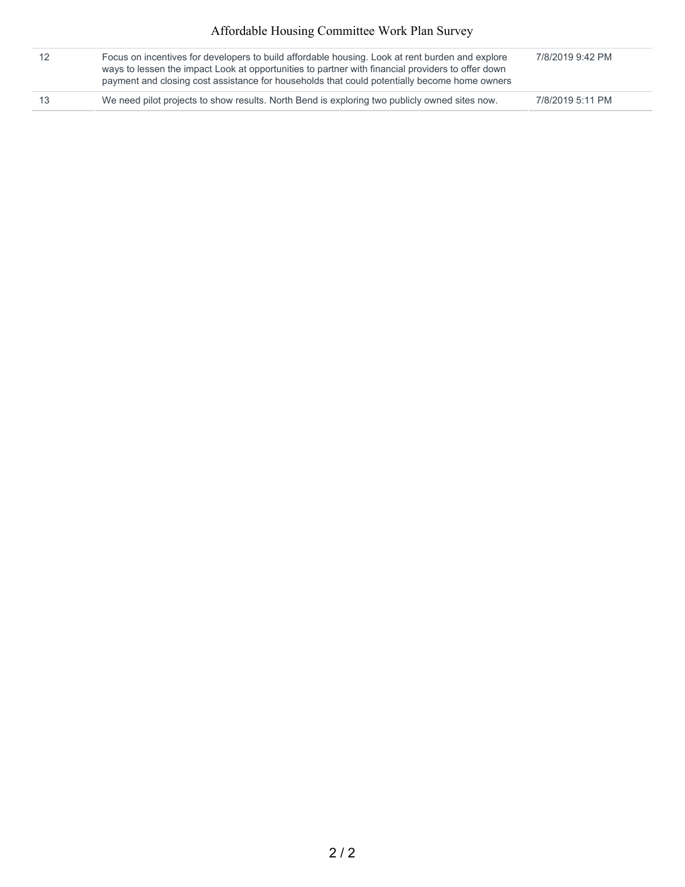| | | |
|---|---|---|
| 12 | Focus on incentives for developers to build affordable housing. Look at rent burden and explore ways to lessen the impact Look at opportunities to partner with financial providers to offer down payment and closing cost assistance for households that could potentially become home owners | 7/8/2019 9:42 PM |
| 13 | We need pilot projects to show results. North Bend is exploring two publicly owned sites now. | 7/8/2019 5:11 PM |